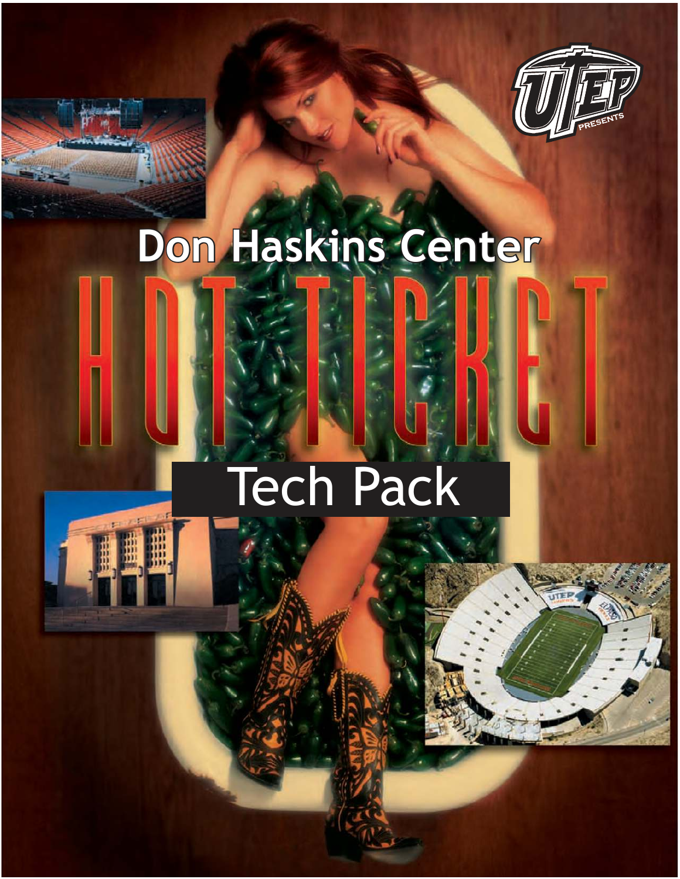UTEP PRESENTS

# Don Haskins Center

# HOT TICKET

## Tech Pack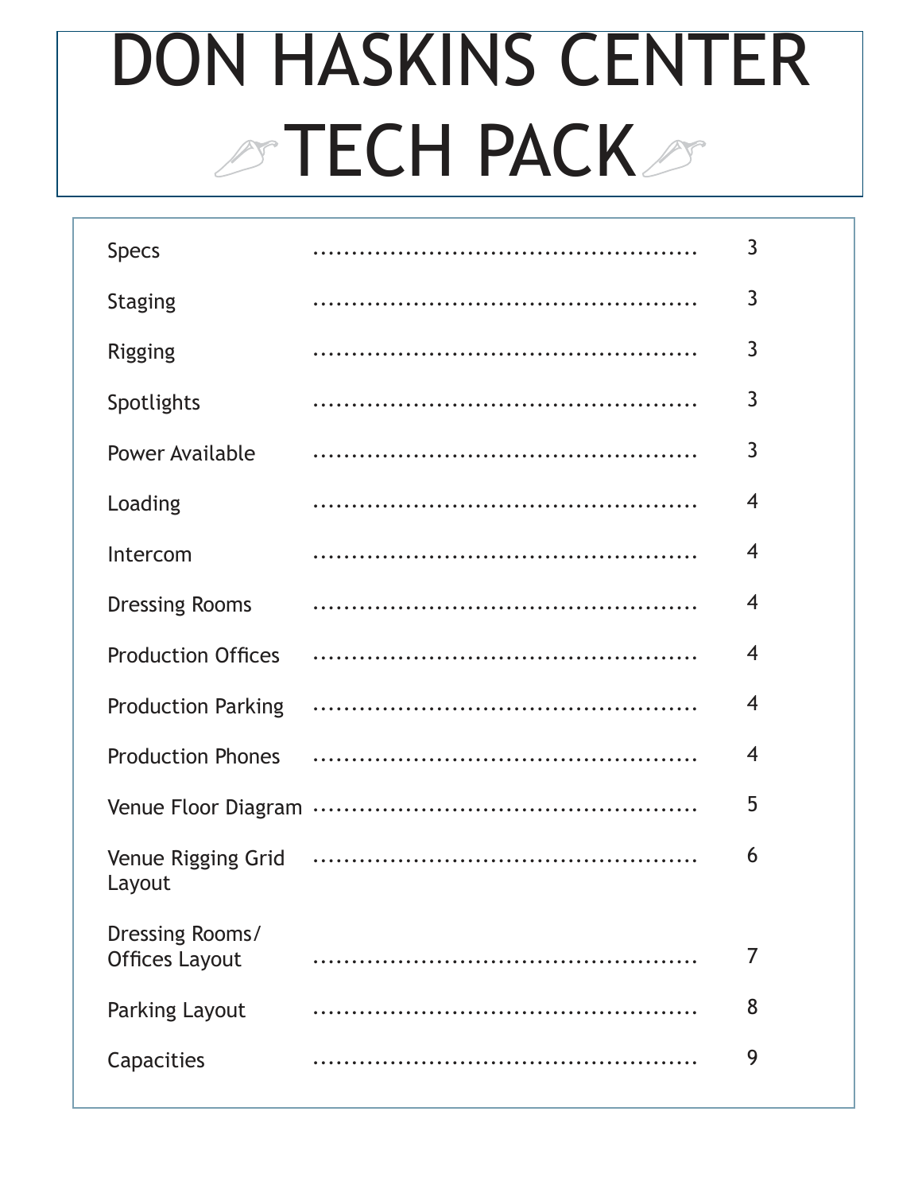# DON HASKINS CENTER TECH PACK

| Section | Page |
| --- | --- |
| Specs | 3 |
| Staging | 3 |
| Rigging | 3 |
| Spotlights | 3 |
| Power Available | 3 |
| Loading | 4 |
| Intercom | 4 |
| Dressing Rooms | 4 |
| Production Offices | 4 |
| Production Parking | 4 |
| Production Phones | 4 |
| Venue Floor Diagram | 5 |
| Venue Rigging Grid Layout | 6 |
| Dressing Rooms/ Offices Layout | 7 |
| Parking Layout | 8 |
| Capacities | 9 |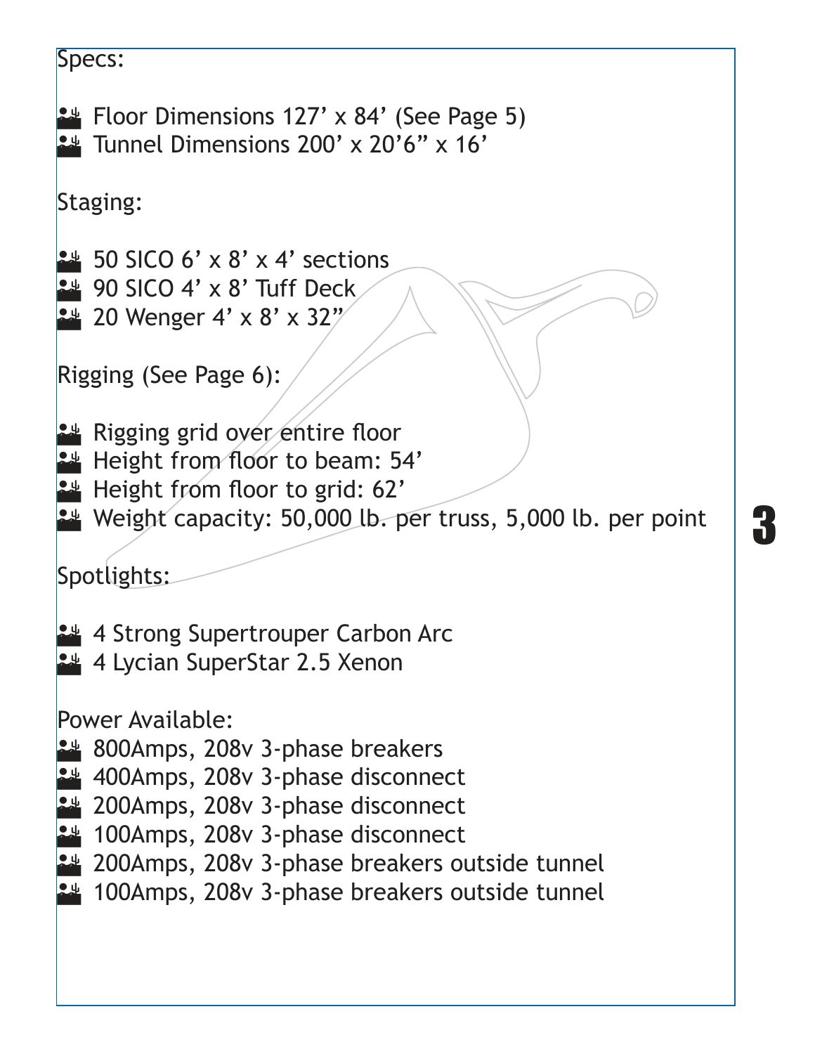Specs:

- Floor Dimensions 127' x 84' (See Page 5)
- Tunnel Dimensions 200' x 20'6" x 16'

Staging:

- 50 SICO 6' x 8' x 4' sections
- 90 SICO 4' x 8' Tuff Deck
- 20 Wenger 4' x 8' x 32"

Rigging (See Page 6):

- Rigging grid over entire floor
- Height from floor to beam: 54'
- Height from floor to grid: 62'
- Weight capacity: 50,000 lb. per truss, 5,000 lb. per point

Spotlights:

- 4 Strong Supertrouper Carbon Arc
- 4 Lycian SuperStar 2.5 Xenon

Power Available:

- 800Amps, 208v 3-phase breakers
- 400Amps, 208v 3-phase disconnect
- 200Amps, 208v 3-phase disconnect
- 100Amps, 208v 3-phase disconnect
- 200Amps, 208v 3-phase breakers outside tunnel
- 100Amps, 208v 3-phase breakers outside tunnel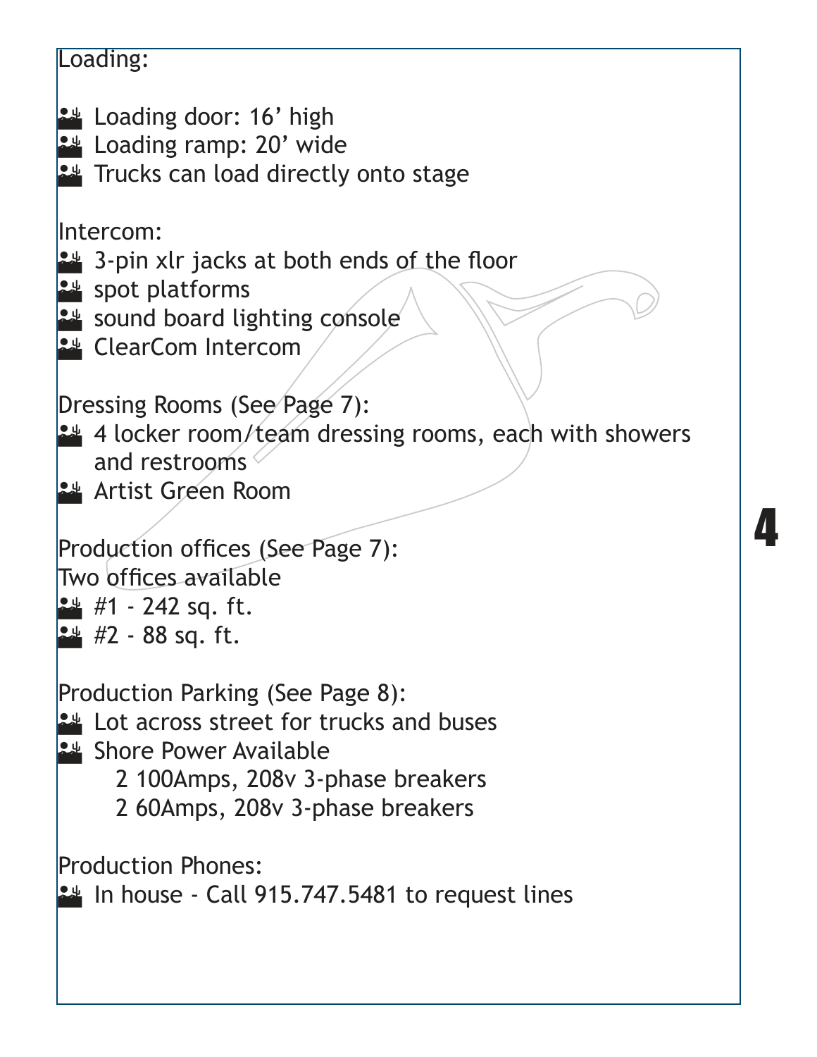Loading:

- Loading door: 16’ high
- Loading ramp: 20’ wide
- Trucks can load directly onto stage

Intercom:

- 3-pin xlr jacks at both ends of the floor
- spot platforms
- sound board lighting console
- ClearCom Intercom

Dressing Rooms (See Page 7):

- 4 locker room/team dressing rooms, each with showers and restrooms
- Artist Green Room

Production offices (See Page 7):
Two offices available

- #1 - 242 sq. ft.
- #2 - 88 sq. ft.

Production Parking (See Page 8):

- Lot across street for trucks and buses
- Shore Power Available
  - 2 100Amps, 208v 3-phase breakers
  - 2 60Amps, 208v 3-phase breakers

Production Phones:

- In house - Call 915.747.5481 to request lines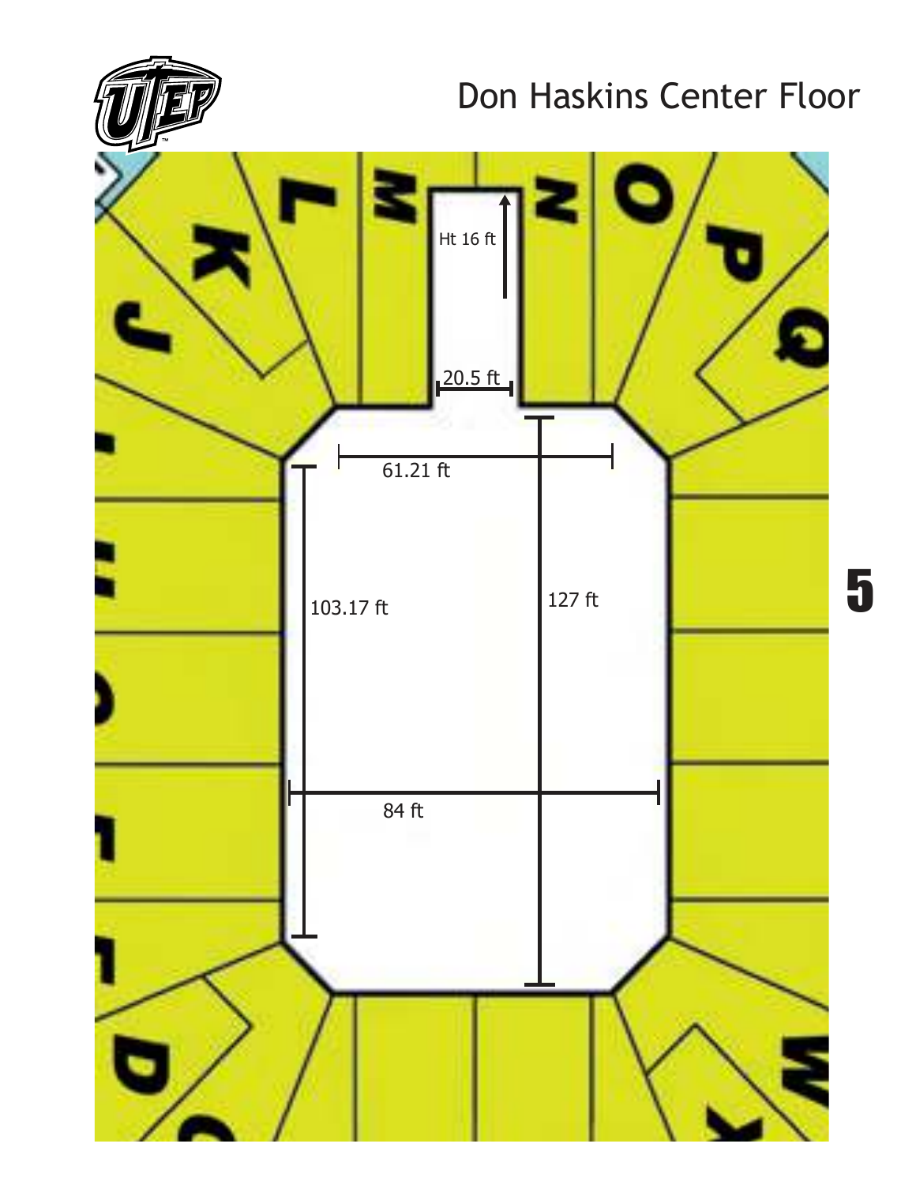# Don Haskins Center Floor

Ht 16 ft

20.5 ft

61.21 ft

103.17 ft

127 ft

84 ft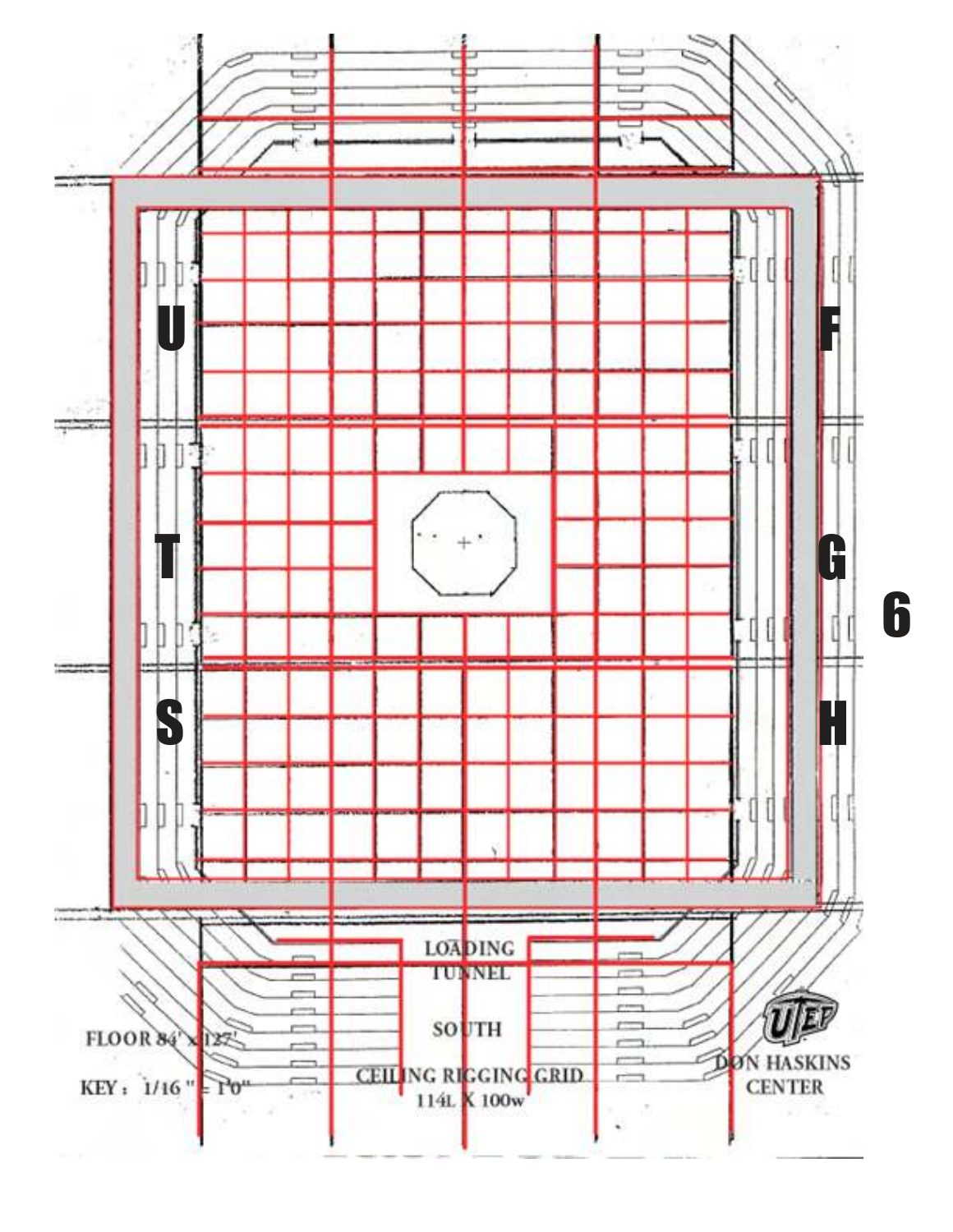U

F

T

G

S

H

LOADING TUNNEL

SOUTH

CEILING RIGGING GRID
114L X 100w

FLOOR 84' x 127'

KEY : 1/16 " = 1'0"

UTEP

DON HASKINS CENTER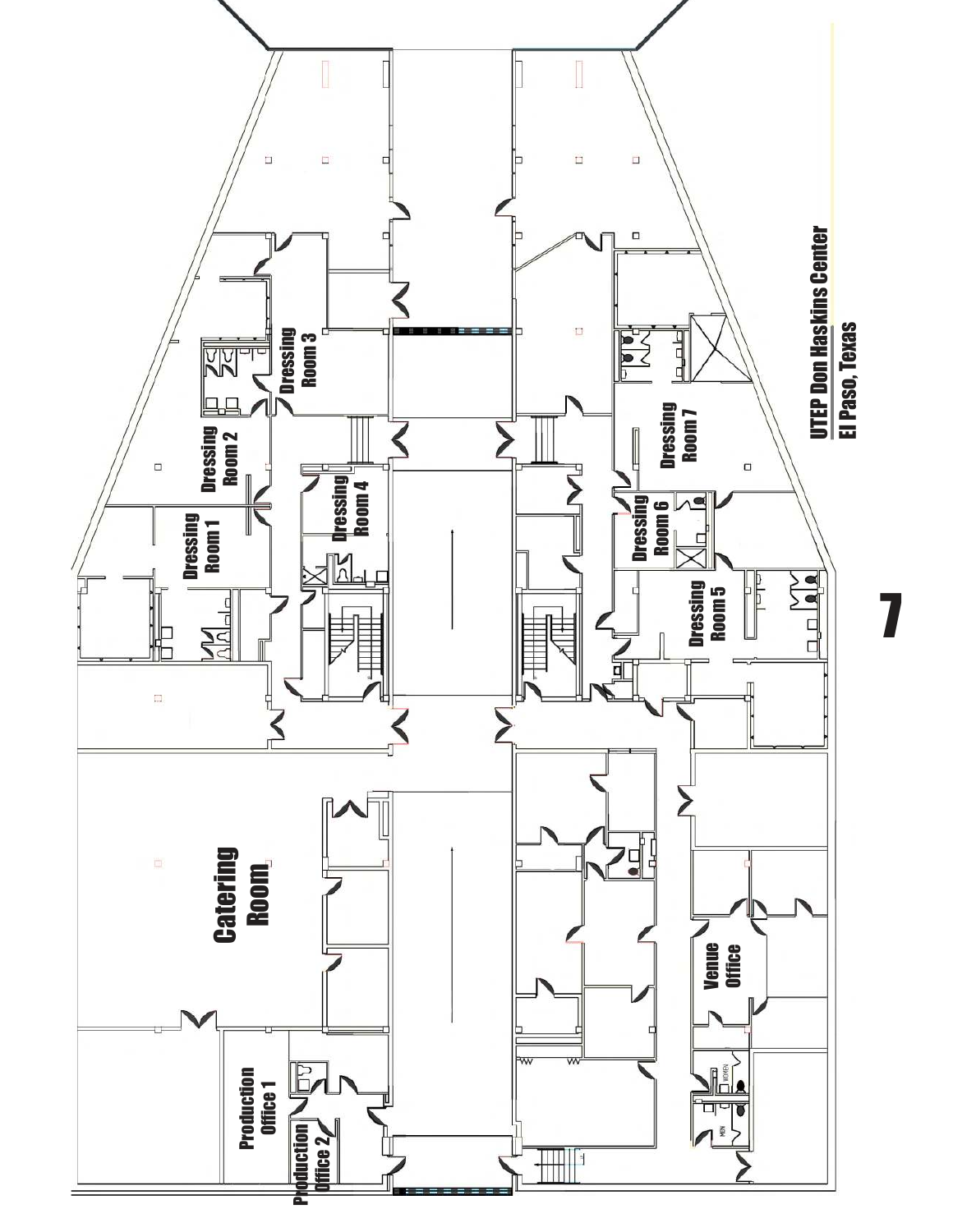UTEP Don Haskins Center
El Paso, Texas

Dressing Room 3

Dressing Room 2

Dressing Room 1

Dressing Room 4

Dressing Room 7

Dressing Room 6

Dressing Room 5

Catering Room

Venue Office

Production Office 1

Production Office 2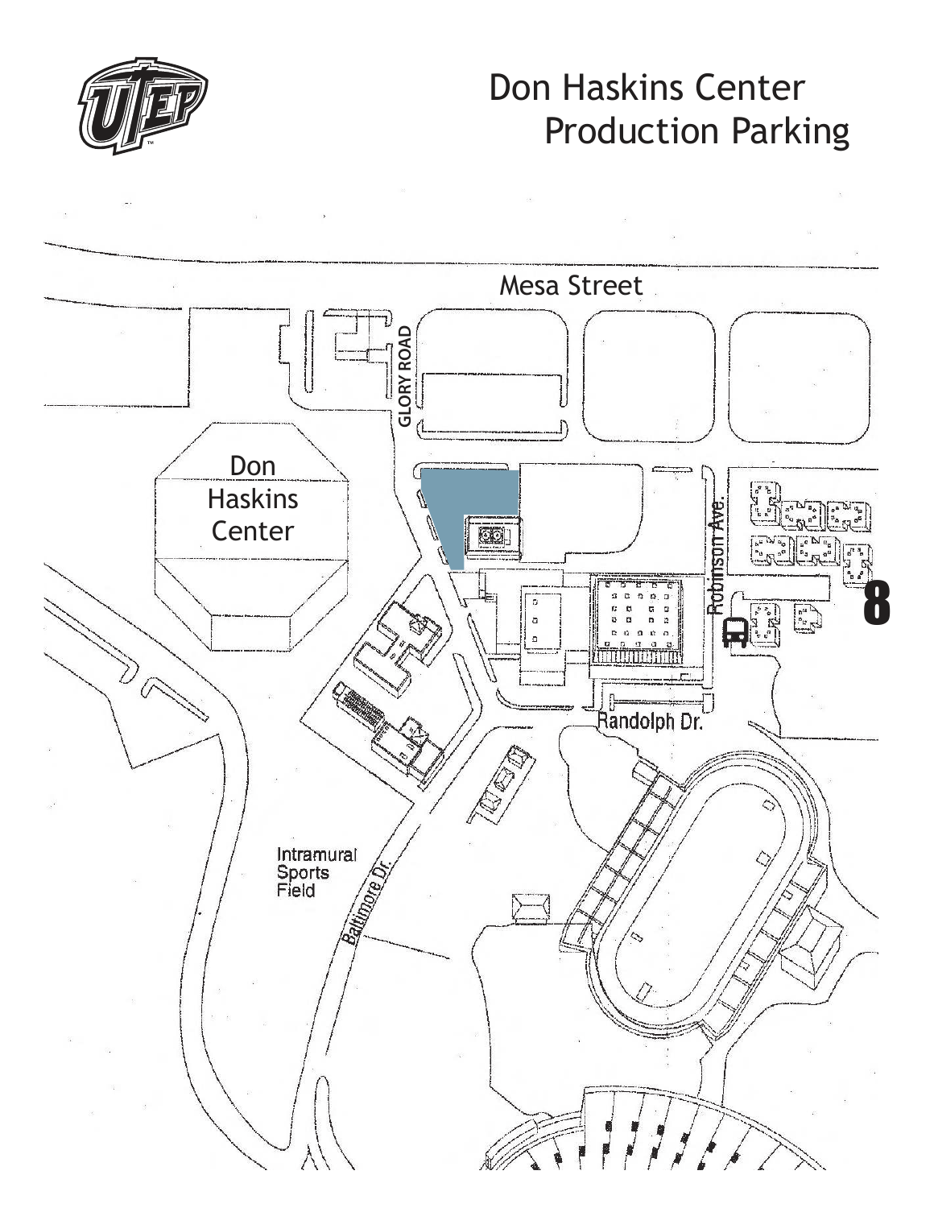# Don Haskins Center Production Parking

Mesa Street

GLORY ROAD

Don Haskins Center

Robinson Ave.

Randolph Dr.

Intramural Sports Field

Baltimore Dr.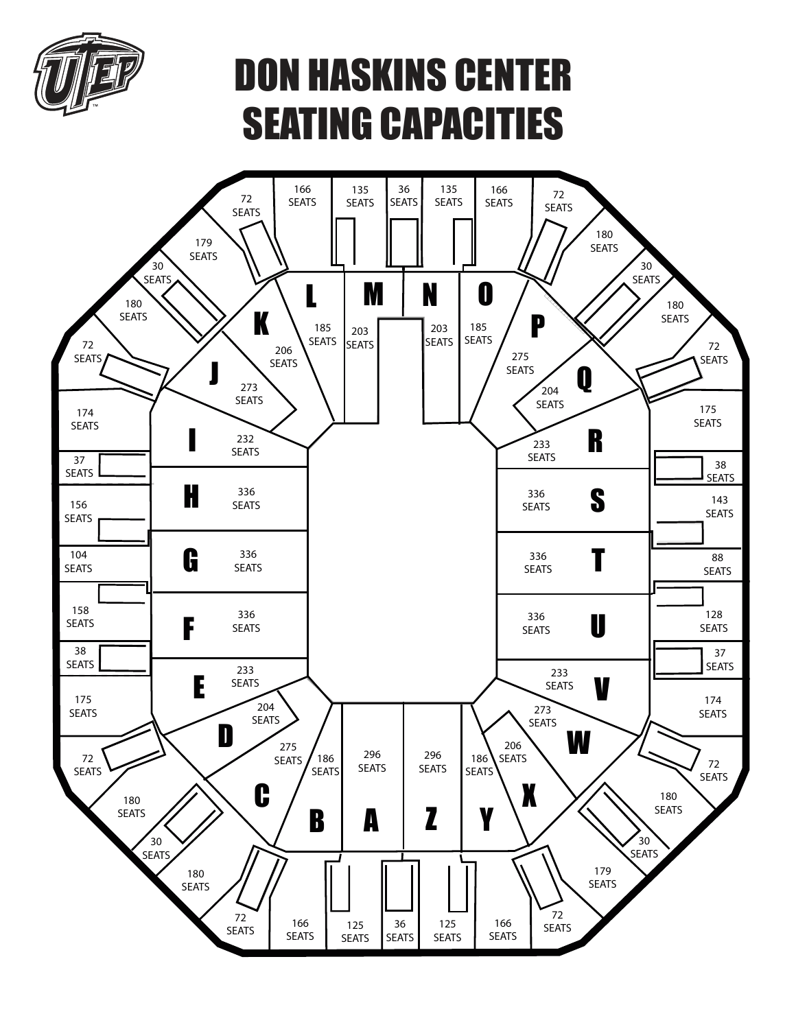# DON HASKINS CENTER SEATING CAPACITIES

| Section | Seats |
| --- | --- |
| A | 296 |
| B | 186 |
| C | 275 |
| D | 204 |
| E | 233 |
| F | 336 |
| G | 336 |
| H | 336 |
| I | 232 |
| J | 273 |
| K | 206 |
| L | 185 |
| M | 203 |
| N | 203 |
| O | 185 |
| P | 275 |
| Q | 204 |
| R | 233 |
| S | 336 |
| T | 336 |
| U | 336 |
| V | 233 |
| W | 273 |
| X | 206 |
| Y | 186 |
| Z | 296 |

Upper level (top, left to right): 72 SEATS, 166 SEATS, 135 SEATS, 36 SEATS, 135 SEATS, 166 SEATS, 72 SEATS

Upper level (top left corner): 179 SEATS, 30 SEATS, 180 SEATS, 72 SEATS

Upper level (top right corner): 180 SEATS, 30 SEATS, 180 SEATS, 72 SEATS

Upper level (left side, top to bottom): 174 SEATS, 37 SEATS, 156 SEATS, 104 SEATS, 158 SEATS, 38 SEATS, 175 SEATS

Upper level (right side, top to bottom): 175 SEATS, 38 SEATS, 143 SEATS, 88 SEATS, 128 SEATS, 37 SEATS, 174 SEATS

Upper level (bottom left corner): 72 SEATS, 180 SEATS, 30 SEATS, 180 SEATS

Upper level (bottom right corner): 72 SEATS, 180 SEATS, 30 SEATS, 179 SEATS

Upper level (bottom, left to right): 72 SEATS, 166 SEATS, 125 SEATS, 36 SEATS, 125 SEATS, 166 SEATS, 72 SEATS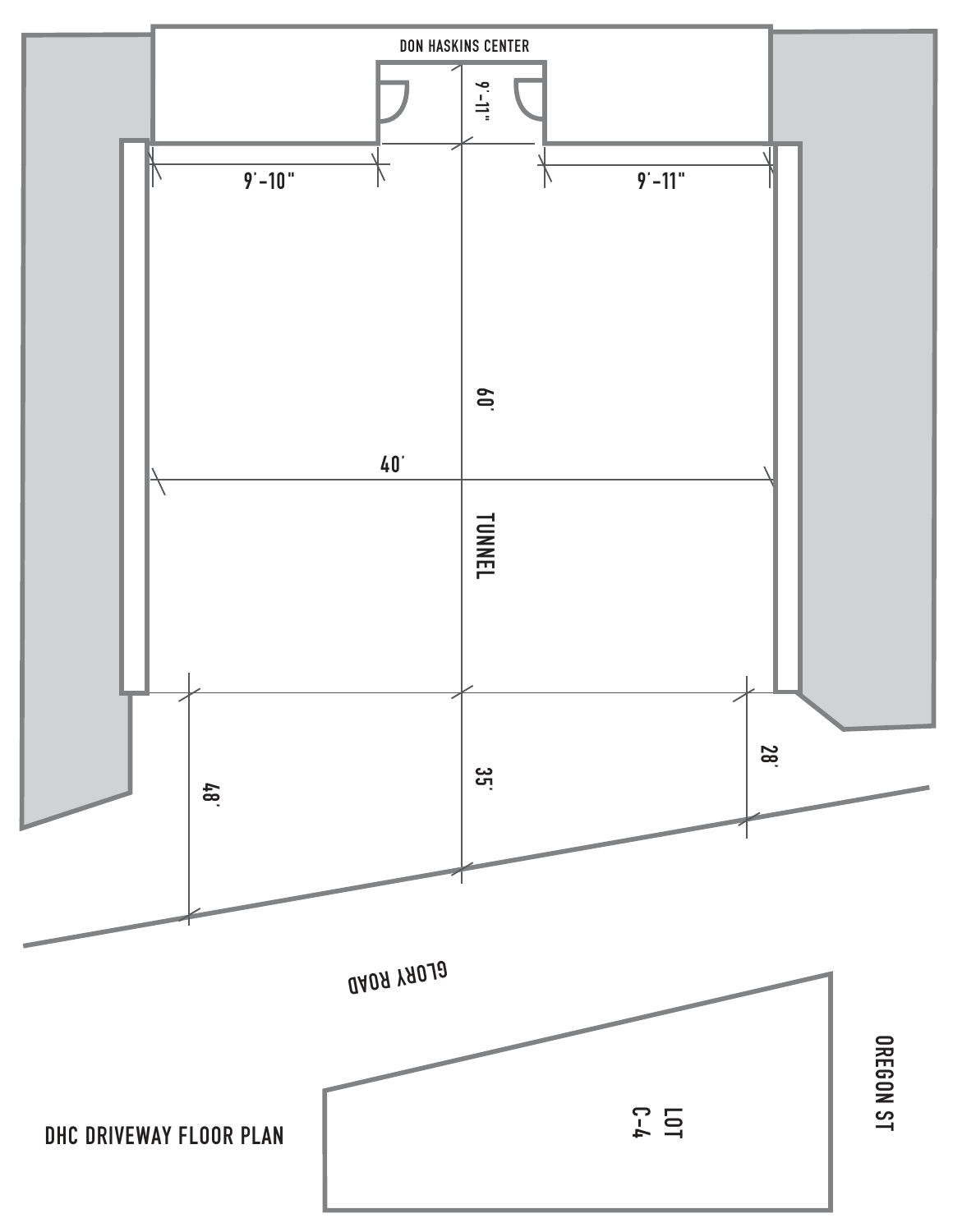DON HASKINS CENTER

9'-11"

9'-10"

9'-11"

60'

40'

TUNNEL

48'

35'

28'

GLORY ROAD

LOT C-4

OREGON ST

DHC DRIVEWAY FLOOR PLAN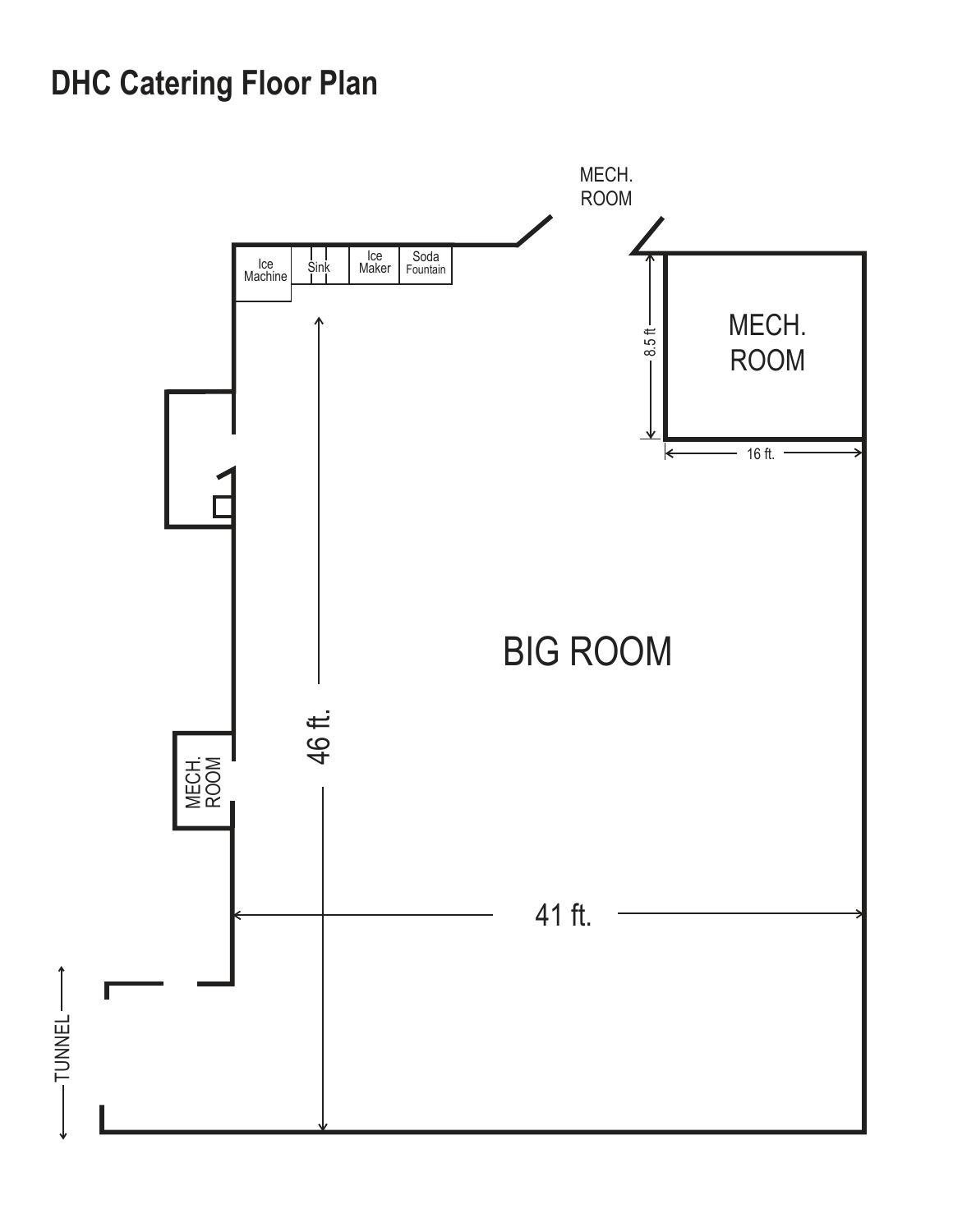# DHC Catering Floor Plan

MECH.
ROOM

Ice Machine

Sink

Ice Maker

Soda Fountain

MECH.
ROOM

8.5 ft

16 ft.

BIG ROOM

46 ft.

MECH.
ROOM

41 ft.

TUNNEL